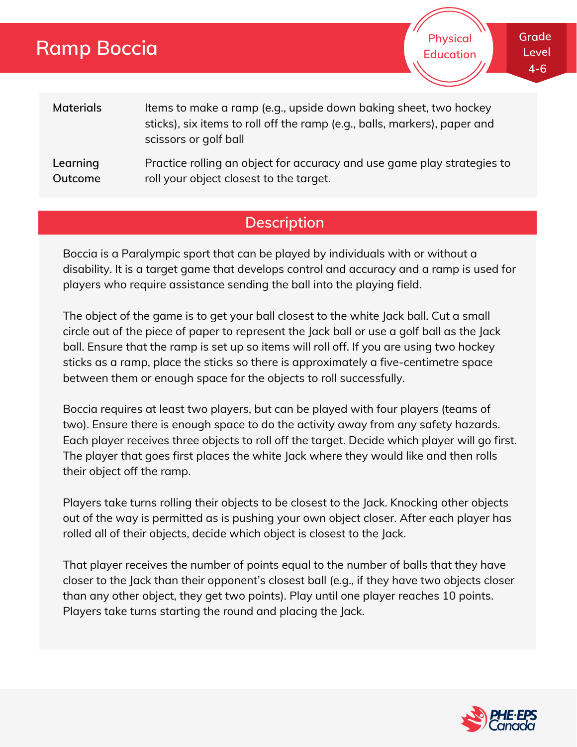# Ramp Boccia

Physical Education

Grade Level 4-6

| | |
|---|---|
| **Materials** | Items to make a ramp (e.g., upside down baking sheet, two hockey sticks), six items to roll off the ramp (e.g., balls, markers), paper and scissors or golf ball |
| **Learning Outcome** | Practice rolling an object for accuracy and use game play strategies to roll your object closest to the target. |

## Description

Boccia is a Paralympic sport that can be played by individuals with or without a disability. It is a target game that develops control and accuracy and a ramp is used for players who require assistance sending the ball into the playing field.

The object of the game is to get your ball closest to the white Jack ball. Cut a small circle out of the piece of paper to represent the Jack ball or use a golf ball as the Jack ball. Ensure that the ramp is set up so items will roll off. If you are using two hockey sticks as a ramp, place the sticks so there is approximately a five-centimetre space between them or enough space for the objects to roll successfully.

Boccia requires at least two players, but can be played with four players (teams of two). Ensure there is enough space to do the activity away from any safety hazards. Each player receives three objects to roll off the target. Decide which player will go first. The player that goes first places the white Jack where they would like and then rolls their object off the ramp.

Players take turns rolling their objects to be closest to the Jack. Knocking other objects out of the way is permitted as is pushing your own object closer. After each player has rolled all of their objects, decide which object is closest to the Jack.

That player receives the number of points equal to the number of balls that they have closer to the Jack than their opponent's closest ball (e.g., if they have two objects closer than any other object, they get two points). Play until one player reaches 10 points. Players take turns starting the round and placing the Jack.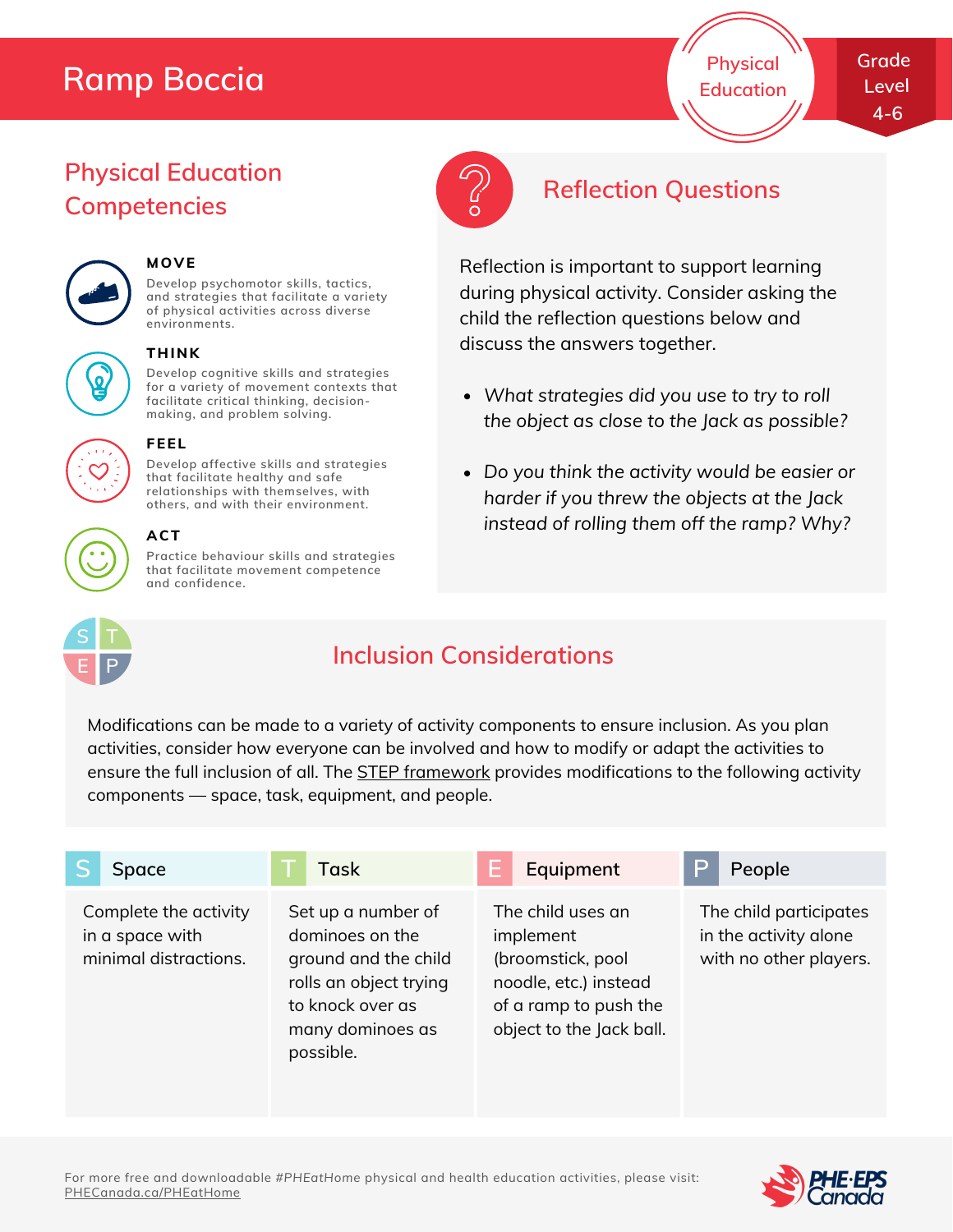# Ramp Boccia

Physical Education

Grade Level 4-6

## Physical Education Competencies

**MOVE**

Develop psychomotor skills, tactics, and strategies that facilitate a variety of physical activities across diverse environments.

**THINK**

Develop cognitive skills and strategies for a variety of movement contexts that facilitate critical thinking, decision-making, and problem solving.

**FEEL**

Develop affective skills and strategies that facilitate healthy and safe relationships with themselves, with others, and with their environment.

**ACT**

Practice behaviour skills and strategies that facilitate movement competence and confidence.

## Reflection Questions

Reflection is important to support learning during physical activity. Consider asking the child the reflection questions below and discuss the answers together.

- *What strategies did you use to try to roll the object as close to the Jack as possible?*
- *Do you think the activity would be easier or harder if you threw the objects at the Jack instead of rolling them off the ramp? Why?*

## Inclusion Considerations

Modifications can be made to a variety of activity components to ensure inclusion. As you plan activities, consider how everyone can be involved and how to modify or adapt the activities to ensure the full inclusion of all. The STEP framework provides modifications to the following activity components — space, task, equipment, and people.

| S Space | T Task | E Equipment | P People |
|---|---|---|---|
| Complete the activity in a space with minimal distractions. | Set up a number of dominoes on the ground and the child rolls an object trying to knock over as many dominoes as possible. | The child uses an implement (broomstick, pool noodle, etc.) instead of a ramp to push the object to the Jack ball. | The child participates in the activity alone with no other players. |

For more free and downloadable #PHEatHome physical and health education activities, please visit: PHECanada.ca/PHEatHome